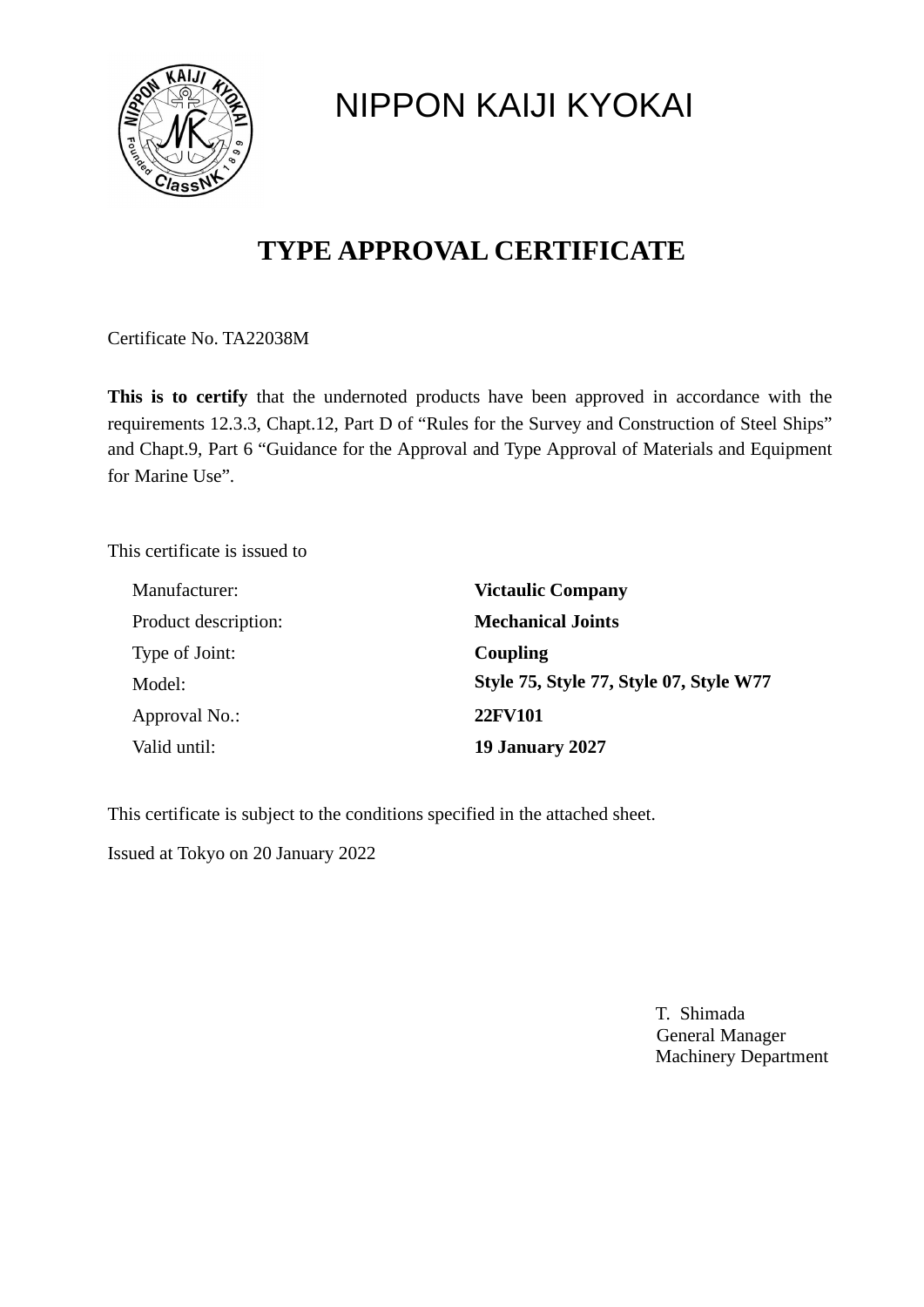# NIPPON KAIJI KYOKAI

## TYPE APPROVAL CERTIFICATE

Certificate No. TA22038M

**This is to certify** that the undernoted products have been approved in accordance with the requirements 12.3.3, Chapt.12, Part D of "Rules for the Survey and Construction of Steel Ships" and Chapt.9, Part 6 "Guidance for the Approval and Type Approval of Materials and Equipment for Marine Use".

This certificate is issued to

| | |
|---|---|
| Manufacturer: | **Victaulic Company** |
| Product description: | **Mechanical Joints** |
| Type of Joint: | **Coupling** |
| Model: | **Style 75, Style 77, Style 07, Style W77** |
| Approval No.: | **22FV101** |
| Valid until: | **19 January 2027** |

This certificate is subject to the conditions specified in the attached sheet.

Issued at Tokyo on 20 January 2022

T. Shimada
General Manager
Machinery Department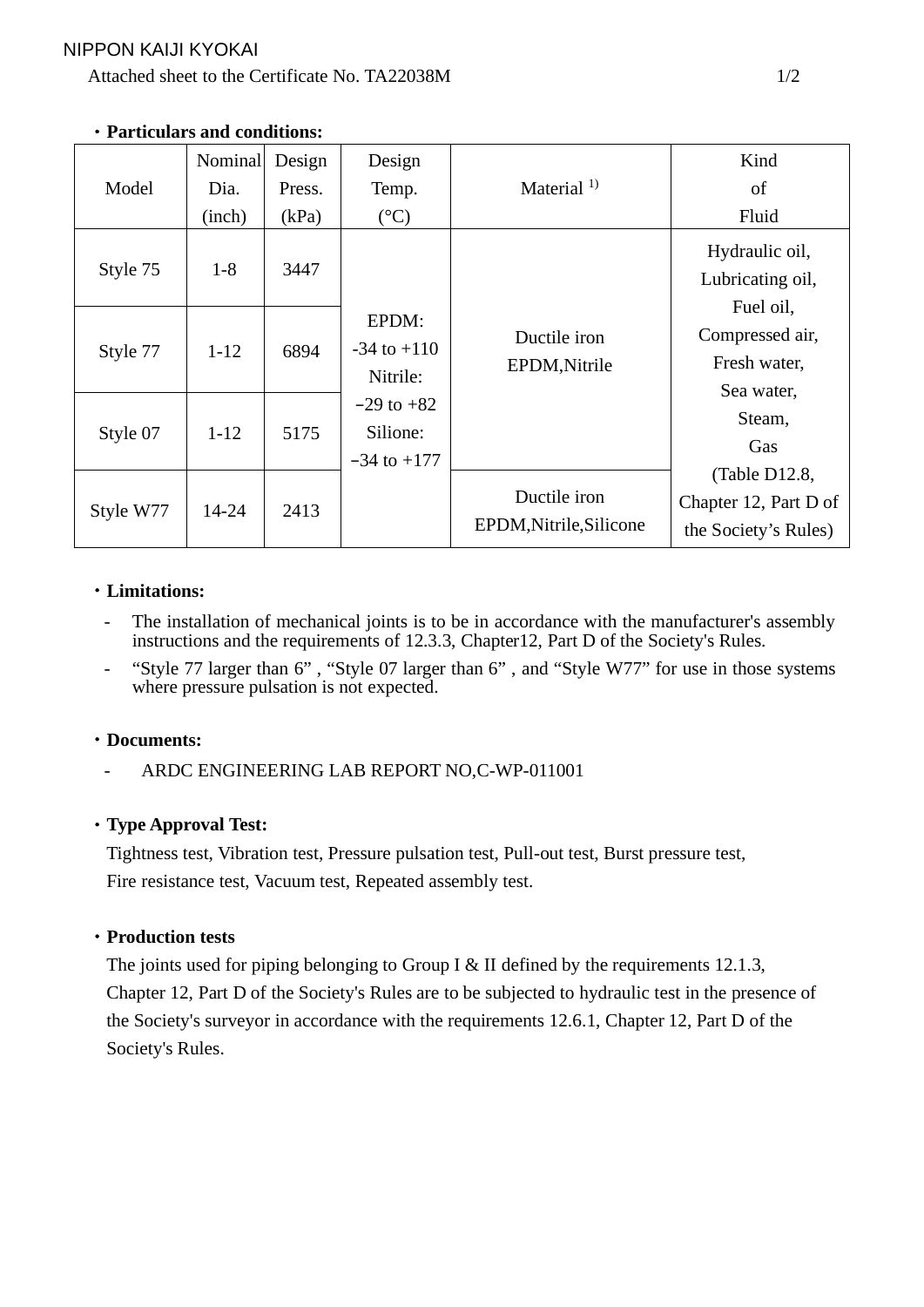NIPPON KAIJI KYOKAI

Attached sheet to the Certificate No. TA22038M

・**Particulars and conditions:**

| Model | Nominal Dia. (inch) | Design Press. (kPa) | Design Temp. (°C) | Material [1)] | Kind of Fluid |
|---|---|---|---|---|---|
| Style 75 | 1-8 | 3447 | EPDM: -34 to +110 Nitrile: −29 to +82 Silione: −34 to +177 | Ductile iron EPDM,Nitrile | Hydraulic oil, Lubricating oil, Fuel oil, Compressed air, Fresh water, Sea water, Steam, Gas (Table D12.8, Chapter 12, Part D of the Society's Rules) |
| Style 77 | 1-12 | 6894 | | | |
| Style 07 | 1-12 | 5175 | | | |
| Style W77 | 14-24 | 2413 | | Ductile iron EPDM,Nitrile,Silicone | |

・**Limitations:**

- The installation of mechanical joints is to be in accordance with the manufacturer's assembly instructions and the requirements of 12.3.3, Chapter12, Part D of the Society's Rules.
- "Style 77 larger than 6" , "Style 07 larger than 6" , and "Style W77" for use in those systems where pressure pulsation is not expected.

・**Documents:**

- ARDC ENGINEERING LAB REPORT NO,C-WP-011001

・**Type Approval Test:**

Tightness test, Vibration test, Pressure pulsation test, Pull-out test, Burst pressure test, Fire resistance test, Vacuum test, Repeated assembly test.

・**Production tests**

The joints used for piping belonging to Group I & II defined by the requirements 12.1.3, Chapter 12, Part D of the Society's Rules are to be subjected to hydraulic test in the presence of the Society's surveyor in accordance with the requirements 12.6.1, Chapter 12, Part D of the Society's Rules.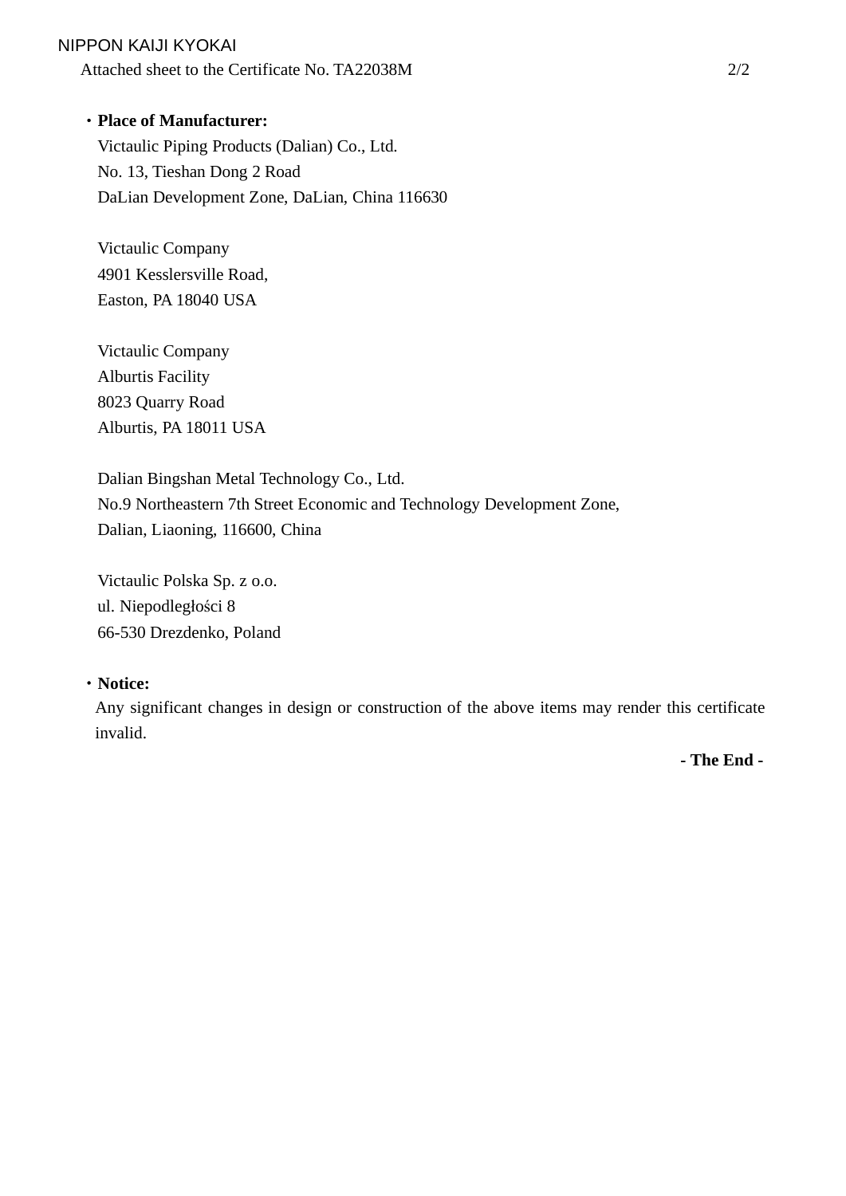NIPPON KAIJI KYOKAI

Attached sheet to the Certificate No. TA22038M

- **Place of Manufacturer:**

  Victaulic Piping Products (Dalian) Co., Ltd.
  No. 13, Tieshan Dong 2 Road
  DaLian Development Zone, DaLian, China 116630

  Victaulic Company
  4901 Kesslersville Road,
  Easton, PA 18040 USA

  Victaulic Company
  Alburtis Facility
  8023 Quarry Road
  Alburtis, PA 18011 USA

  Dalian Bingshan Metal Technology Co., Ltd.
  No.9 Northeastern 7th Street Economic and Technology Development Zone,
  Dalian, Liaoning, 116600, China

  Victaulic Polska Sp. z o.o.
  ul. Niepodległości 8
  66-530 Drezdenko, Poland

- **Notice:**

  Any significant changes in design or construction of the above items may render this certificate invalid.

**- The End -**